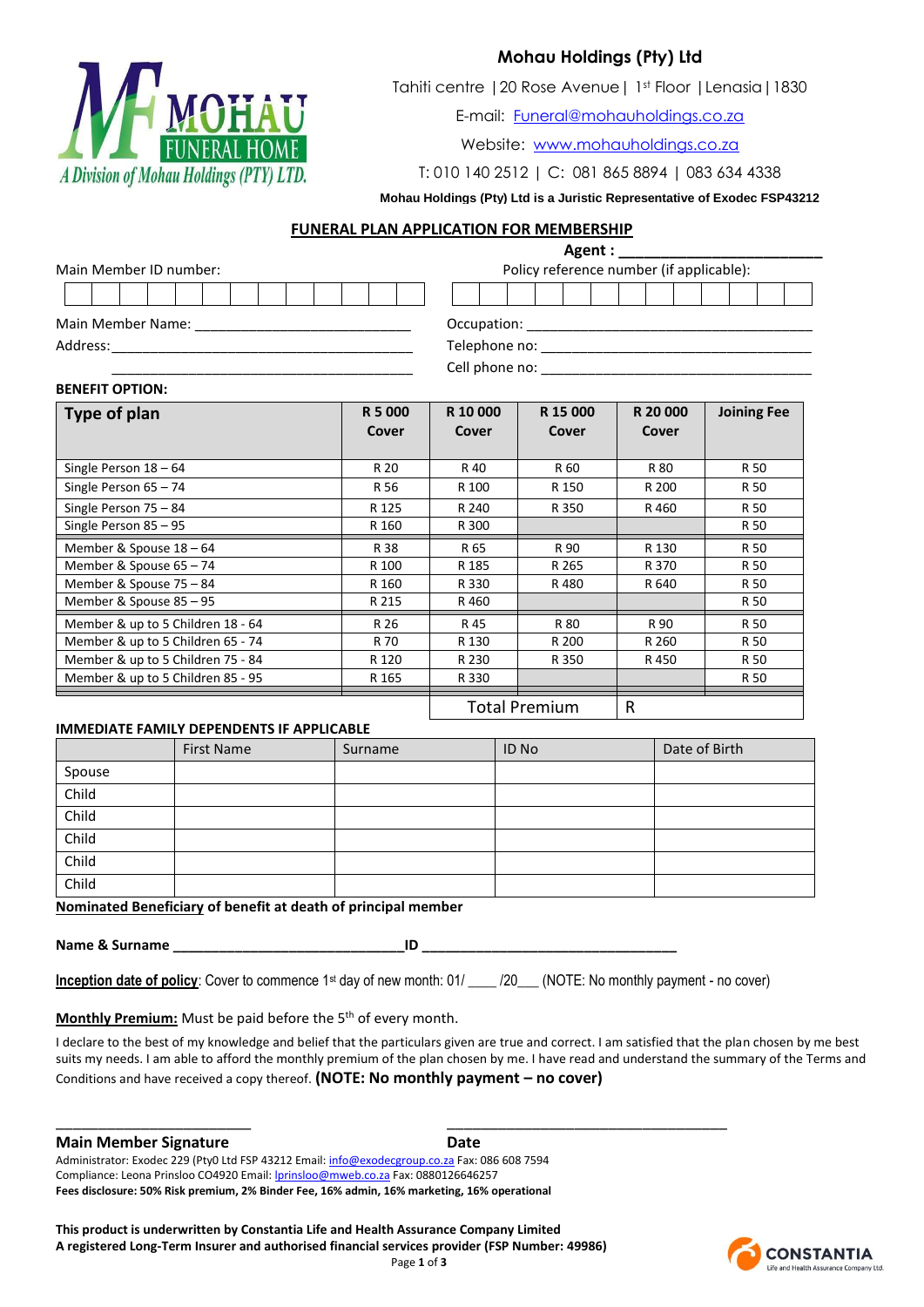# Mohau Holdings (Pty) Ltd

MOHAU FUNERAL HOME
A Division of Mohau Holdings (PTY) LTD.

Tahiti centre | 20 Rose Avenue | 1st Floor | Lenasia | 1830

E-mail: Funeral@mohauholdings.co.za

Website: www.mohauholdings.co.za

T: 010 140 2512 | C: 081 865 8894 | 083 634 4338

**Mohau Holdings (Pty) Ltd is a Juristic Representative of Exodec FSP43212**

## FUNERAL PLAN APPLICATION FOR MEMBERSHIP

**Agent : ________________________**

Main Member ID number:

Policy reference number (if applicable):

Main Member Name: ____________________________

Address: ________________________________________
________________________________________

Occupation: ____________________________________

Telephone no: ___________________________________

Cell phone no: ___________________________________

**BENEFIT OPTION:**

| Type of plan | R 5 000 Cover | R 10 000 Cover | R 15 000 Cover | R 20 000 Cover | Joining Fee |
|---|---|---|---|---|---|
| Single Person 18 – 64 | R 20 | R 40 | R 60 | R 80 | R 50 |
| Single Person 65 – 74 | R 56 | R 100 | R 150 | R 200 | R 50 |
| Single Person 75 – 84 | R 125 | R 240 | R 350 | R 460 | R 50 |
| Single Person 85 – 95 | R 160 | R 300 | | | R 50 |
| Member & Spouse 18 – 64 | R 38 | R 65 | R 90 | R 130 | R 50 |
| Member & Spouse 65 – 74 | R 100 | R 185 | R 265 | R 370 | R 50 |
| Member & Spouse 75 – 84 | R 160 | R 330 | R 480 | R 640 | R 50 |
| Member & Spouse 85 – 95 | R 215 | R 460 | | | R 50 |
| Member & up to 5 Children 18 - 64 | R 26 | R 45 | R 80 | R 90 | R 50 |
| Member & up to 5 Children 65 - 74 | R 70 | R 130 | R 200 | R 260 | R 50 |
| Member & up to 5 Children 75 - 84 | R 120 | R 230 | R 350 | R 450 | R 50 |
| Member & up to 5 Children 85 - 95 | R 165 | R 330 | | | R 50 |
| | | Total Premium | | R | |

**IMMEDIATE FAMILY DEPENDENTS IF APPLICABLE**

| | First Name | Surname | ID No | Date of Birth |
|---|---|---|---|---|
| Spouse | | | | |
| Child | | | | |
| Child | | | | |
| Child | | | | |
| Child | | | | |
| Child | | | | |

**Nominated Beneficiary of benefit at death of principal member**

**Name & Surname ____________________________ID ______________________________**

**Inception date of policy**: Cover to commence 1st day of new month: 01/ ____ /20___ (NOTE: No monthly payment - no cover)

**Monthly Premium:** Must be paid before the 5th of every month.

I declare to the best of my knowledge and belief that the particulars given are true and correct. I am satisfied that the plan chosen by me best suits my needs. I am able to afford the monthly premium of the plan chosen by me. I have read and understand the summary of the Terms and Conditions and have received a copy thereof. **(NOTE: No monthly payment – no cover)**

________________________ ________________________________

**Main Member Signature** **Date**

Administrator: Exodec 229 (Pty0 Ltd FSP 43212 Email: info@exodecgroup.co.za Fax: 086 608 7594
Compliance: Leona Prinsloo CO4920 Email: lprinsloo@mweb.co.za Fax: 0880126646257
**Fees disclosure: 50% Risk premium, 2% Binder Fee, 16% admin, 16% marketing, 16% operational**

**This product is underwritten by Constantia Life and Health Assurance Company Limited**
**A registered Long-Term Insurer and authorised financial services provider (FSP Number: 49986)**

CONSTANTIA Life and Health Assurance Company Ltd.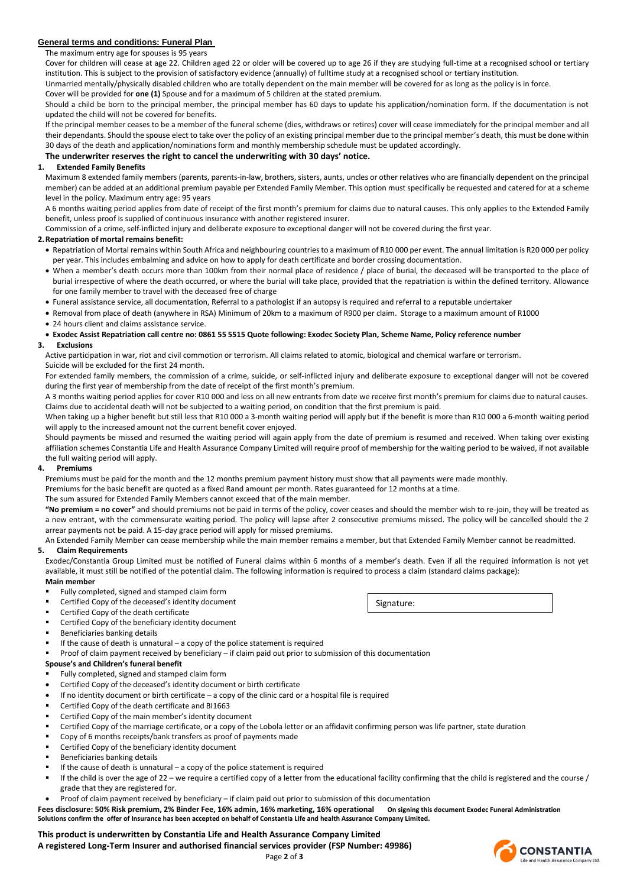## General terms and conditions: Funeral Plan

The maximum entry age for spouses is 95 years

Cover for children will cease at age 22. Children aged 22 or older will be covered up to age 26 if they are studying full-time at a recognised school or tertiary institution. This is subject to the provision of satisfactory evidence (annually) of fulltime study at a recognised school or tertiary institution.

Unmarried mentally/physically disabled children who are totally dependent on the main member will be covered for as long as the policy is in force.

Cover will be provided for **one (1)** Spouse and for a maximum of 5 children at the stated premium.

Should a child be born to the principal member, the principal member has 60 days to update his application/nomination form. If the documentation is not updated the child will not be covered for benefits.

If the principal member ceases to be a member of the funeral scheme (dies, withdraws or retires) cover will cease immediately for the principal member and all their dependants. Should the spouse elect to take over the policy of an existing principal member due to the principal member's death, this must be done within 30 days of the death and application/nominations form and monthly membership schedule must be updated accordingly.

**The underwriter reserves the right to cancel the underwriting with 30 days' notice.**

### 1. Extended Family Benefits

Maximum 8 extended family members (parents, parents-in-law, brothers, sisters, aunts, uncles or other relatives who are financially dependent on the principal member) can be added at an additional premium payable per Extended Family Member. This option must specifically be requested and catered for at a scheme level in the policy. Maximum entry age: 95 years

A 6 months waiting period applies from date of receipt of the first month's premium for claims due to natural causes. This only applies to the Extended Family benefit, unless proof is supplied of continuous insurance with another registered insurer.

Commission of a crime, self-inflicted injury and deliberate exposure to exceptional danger will not be covered during the first year.

### 2. Repatriation of mortal remains benefit:

- Repatriation of Mortal remains within South Africa and neighbouring countries to a maximum of R10 000 per event. The annual limitation is R20 000 per policy per year. This includes embalming and advice on how to apply for death certificate and border crossing documentation.
- When a member's death occurs more than 100km from their normal place of residence / place of burial, the deceased will be transported to the place of burial irrespective of where the death occurred, or where the burial will take place, provided that the repatriation is within the defined territory. Allowance for one family member to travel with the deceased free of charge
- Funeral assistance service, all documentation, Referral to a pathologist if an autopsy is required and referral to a reputable undertaker
- Removal from place of death (anywhere in RSA) Minimum of 20km to a maximum of R900 per claim. Storage to a maximum amount of R1000
- 24 hours client and claims assistance service.
- **Exodec Assist Repatriation call centre no: 0861 55 5515 Quote following: Exodec Society Plan, Scheme Name, Policy reference number**

### 3. Exclusions

Active participation in war, riot and civil commotion or terrorism. All claims related to atomic, biological and chemical warfare or terrorism.

Suicide will be excluded for the first 24 month.

For extended family members, the commission of a crime, suicide, or self-inflicted injury and deliberate exposure to exceptional danger will not be covered during the first year of membership from the date of receipt of the first month's premium.

A 3 months waiting period applies for cover R10 000 and less on all new entrants from date we receive first month's premium for claims due to natural causes. Claims due to accidental death will not be subjected to a waiting period, on condition that the first premium is paid.

When taking up a higher benefit but still less that R10 000 a 3-month waiting period will apply but if the benefit is more than R10 000 a 6-month waiting period will apply to the increased amount not the current benefit cover enjoyed.

Should payments be missed and resumed the waiting period will again apply from the date of premium is resumed and received. When taking over existing affiliation schemes Constantia Life and Health Assurance Company Limited will require proof of membership for the waiting period to be waived, if not available the full waiting period will apply.

### 4. Premiums

Premiums must be paid for the month and the 12 months premium payment history must show that all payments were made monthly.

Premiums for the basic benefit are quoted as a fixed Rand amount per month. Rates guaranteed for 12 months at a time.

The sum assured for Extended Family Members cannot exceed that of the main member.

**"No premium = no cover"** and should premiums not be paid in terms of the policy, cover ceases and should the member wish to re-join, they will be treated as a new entrant, with the commensurate waiting period. The policy will lapse after 2 consecutive premiums missed. The policy will be cancelled should the 2 arrear payments not be paid. A 15-day grace period will apply for missed premiums.

An Extended Family Member can cease membership while the main member remains a member, but that Extended Family Member cannot be readmitted.

### 5. Claim Requirements

Exodec/Constantia Group Limited must be notified of Funeral claims within 6 months of a member's death. Even if all the required information is not yet available, it must still be notified of the potential claim. The following information is required to process a claim (standard claims package):

**Main member**

- Fully completed, signed and stamped claim form
- Certified Copy of the deceased's identity document
- Certified Copy of the death certificate
- Certified Copy of the beneficiary identity document
- Beneficiaries banking details
- If the cause of death is unnatural – a copy of the police statement is required
- Proof of claim payment received by beneficiary – if claim paid out prior to submission of this documentation

Signature:

**Spouse's and Children's funeral benefit**

- Fully completed, signed and stamped claim form
- Certified Copy of the deceased's identity document or birth certificate
- If no identity document or birth certificate – a copy of the clinic card or a hospital file is required
- Certified Copy of the death certificate and BI1663
- Certified Copy of the main member's identity document
- Certified Copy of the marriage certificate, or a copy of the Lobola letter or an affidavit confirming person was life partner, state duration
- Copy of 6 months receipts/bank transfers as proof of payments made
- Certified Copy of the beneficiary identity document
- Beneficiaries banking details
- If the cause of death is unnatural – a copy of the police statement is required
- If the child is over the age of 22 – we require a certified copy of a letter from the educational facility confirming that the child is registered and the course / grade that they are registered for.
- Proof of claim payment received by beneficiary – if claim paid out prior to submission of this documentation

**Fees disclosure: 50% Risk premium, 2% Binder Fee, 16% admin, 16% marketing, 16% operational** **On signing this document Exodec Funeral Administration Solutions confirm the offer of Insurance has been accepted on behalf of Constantia Life and health Assurance Company Limited.**

**This product is underwritten by Constantia Life and Health Assurance Company Limited**
**A registered Long-Term Insurer and authorised financial services provider (FSP Number: 49986)**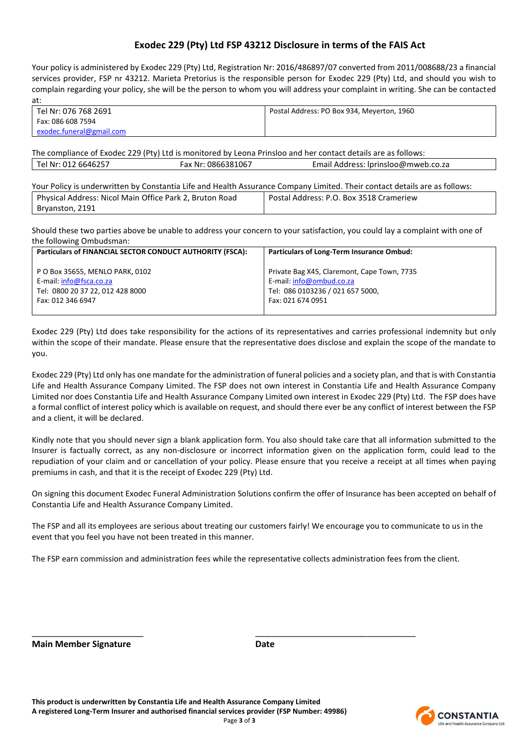## Exodec 229 (Pty) Ltd FSP 43212 Disclosure in terms of the FAIS Act

Your policy is administered by Exodec 229 (Pty) Ltd, Registration Nr: 2016/486897/07 converted from 2011/008688/23 a financial services provider, FSP nr 43212. Marieta Pretorius is the responsible person for Exodec 229 (Pty) Ltd, and should you wish to complain regarding your policy, she will be the person to whom you will address your complaint in writing. She can be contacted at:

| | |
|---|---|
| Tel Nr: 076 768 2691<br>Fax: 086 608 7594<br>exodec.funeral@gmail.com | Postal Address: PO Box 934, Meyerton, 1960 |

The compliance of Exodec 229 (Pty) Ltd is monitored by Leona Prinsloo and her contact details are as follows:

| | | |
|---|---|---|
| Tel Nr: 012 6646257 | Fax Nr: 0866381067 | Email Address: lprinsloo@mweb.co.za |

Your Policy is underwritten by Constantia Life and Health Assurance Company Limited. Their contact details are as follows:

| | |
|---|---|
| Physical Address: Nicol Main Office Park 2, Bruton Road Bryanston, 2191 | Postal Address: P.O. Box 3518 Cramerview |

Should these two parties above be unable to address your concern to your satisfaction, you could lay a complaint with one of the following Ombudsman:

| **Particulars of FINANCIAL SECTOR CONDUCT AUTHORITY (FSCA):** | **Particulars of Long-Term Insurance Ombud:** |
|---|---|
| P O Box 35655, MENLO PARK, 0102<br>E-mail: info@fsca.co.za<br>Tel: 0800 20 37 22, 012 428 8000<br>Fax: 012 346 6947 | Private Bag X45, Claremont, Cape Town, 7735<br>E-mail: info@ombud.co.za<br>Tel: 086 0103236 / 021 657 5000,<br>Fax: 021 674 0951 |

Exodec 229 (Pty) Ltd does take responsibility for the actions of its representatives and carries professional indemnity but only within the scope of their mandate. Please ensure that the representative does disclose and explain the scope of the mandate to you.

Exodec 229 (Pty) Ltd only has one mandate for the administration of funeral policies and a society plan, and that is with Constantia Life and Health Assurance Company Limited. The FSP does not own interest in Constantia Life and Health Assurance Company Limited nor does Constantia Life and Health Assurance Company Limited own interest in Exodec 229 (Pty) Ltd. The FSP does have a formal conflict of interest policy which is available on request, and should there ever be any conflict of interest between the FSP and a client, it will be declared.

Kindly note that you should never sign a blank application form. You also should take care that all information submitted to the Insurer is factually correct, as any non-disclosure or incorrect information given on the application form, could lead to the repudiation of your claim and or cancellation of your policy. Please ensure that you receive a receipt at all times when paying premiums in cash, and that it is the receipt of Exodec 229 (Pty) Ltd.

On signing this document Exodec Funeral Administration Solutions confirm the offer of Insurance has been accepted on behalf of Constantia Life and Health Assurance Company Limited.

The FSP and all its employees are serious about treating our customers fairly! We encourage you to communicate to us in the event that you feel you have not been treated in this manner.

The FSP earn commission and administration fees while the representative collects administration fees from the client.

\_\_\_\_\_\_\_\_\_\_\_\_\_\_\_\_\_\_\_\_\_\_\_\_ &nbsp;&nbsp;&nbsp;&nbsp; \_\_\_\_\_\_\_\_\_\_\_\_\_\_\_\_\_\_\_\_\_\_\_\_\_\_\_\_\_\_\_\_\_\_

**Main Member Signature** &nbsp;&nbsp;&nbsp;&nbsp; **Date**

**This product is underwritten by Constantia Life and Health Assurance Company Limited**
**A registered Long-Term Insurer and authorised financial services provider (FSP Number: 49986)**